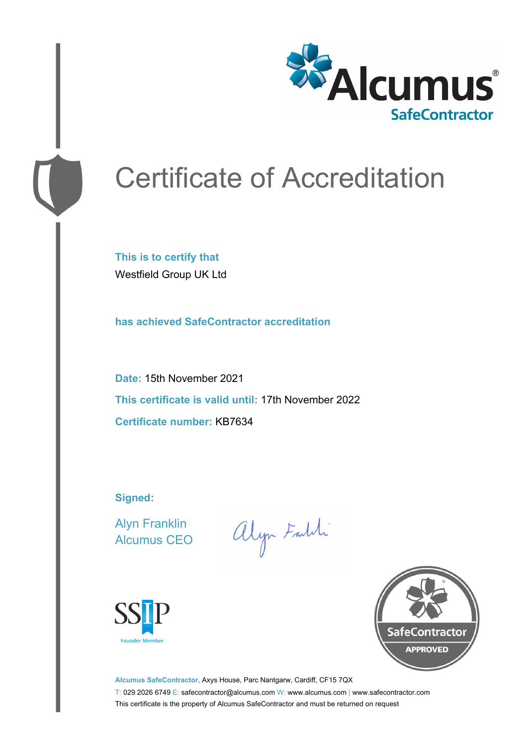Alcumus® SafeContractor

# Certificate of Accreditation

**This is to certify that**
Westfield Group UK Ltd

**has achieved SafeContractor accreditation**

**Date:** 15th November 2021

**This certificate is valid until:** 17th November 2022

**Certificate number:** KB7634

**Signed:**

Alyn Franklin
Alcumus CEO

SSIP Founder Member

SafeContractor APPROVED

**Alcumus SafeContractor,** Axys House, Parc Nantgarw, Cardiff, CF15 7QX
T: 029 2026 6749 E: safecontractor@alcumus.com W: www.alcumus.com | www.safecontractor.com
This certificate is the property of Alcumus SafeContractor and must be returned on request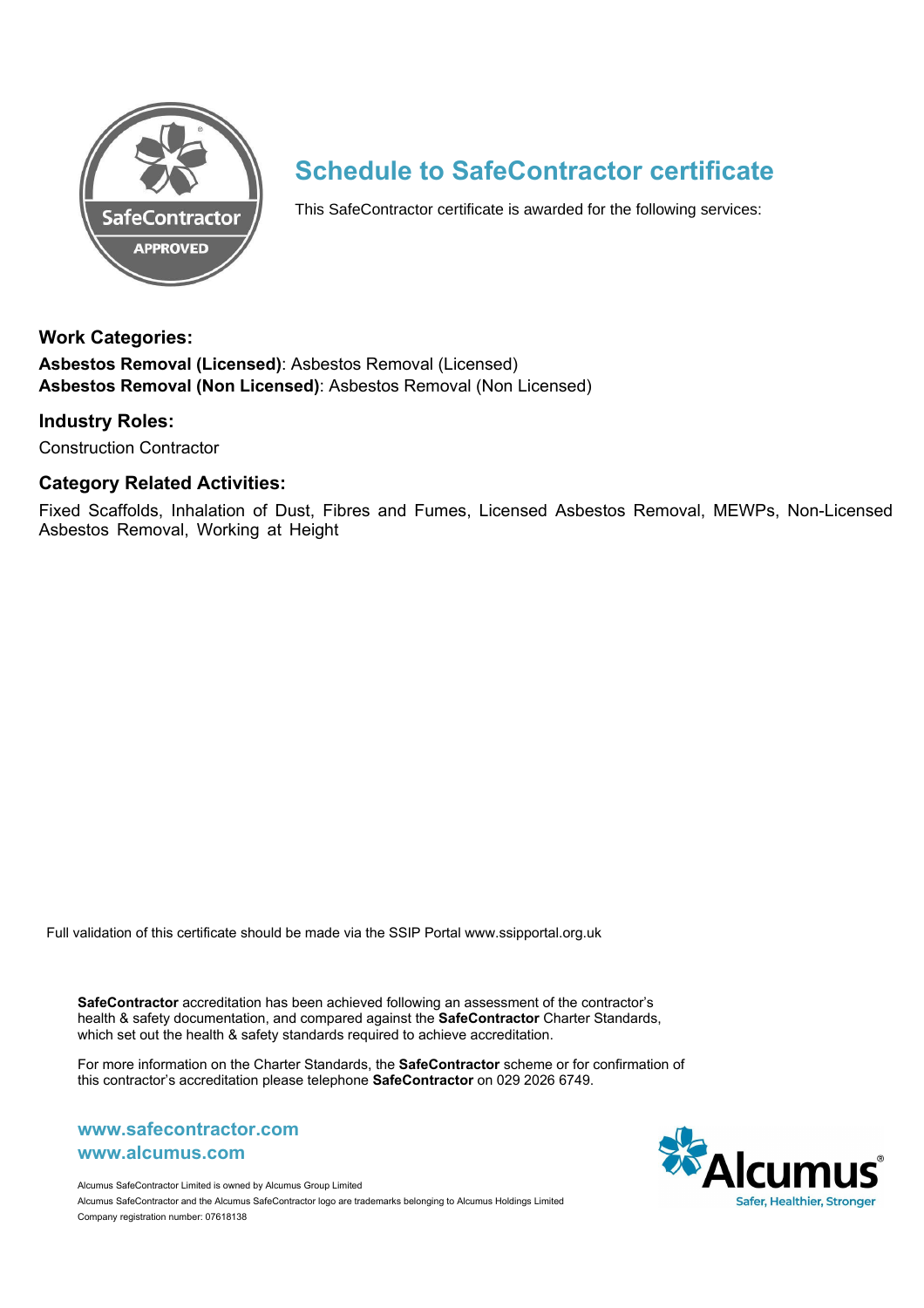# Schedule to SafeContractor certificate

This SafeContractor certificate is awarded for the following services:

## Work Categories:

**Asbestos Removal (Licensed)**: Asbestos Removal (Licensed)
**Asbestos Removal (Non Licensed)**: Asbestos Removal (Non Licensed)

## Industry Roles:

Construction Contractor

## Category Related Activities:

Fixed Scaffolds, Inhalation of Dust, Fibres and Fumes, Licensed Asbestos Removal, MEWPs, Non-Licensed Asbestos Removal, Working at Height

Full validation of this certificate should be made via the SSIP Portal www.ssipportal.org.uk

**SafeContractor** accreditation has been achieved following an assessment of the contractor's health & safety documentation, and compared against the **SafeContractor** Charter Standards, which set out the health & safety standards required to achieve accreditation.

For more information on the Charter Standards, the **SafeContractor** scheme or for confirmation of this contractor's accreditation please telephone **SafeContractor** on 029 2026 6749.

**www.safecontractor.com**
**www.alcumus.com**

Alcumus SafeContractor Limited is owned by Alcumus Group Limited
Alcumus SafeContractor and the Alcumus SafeContractor logo are trademarks belonging to Alcumus Holdings Limited
Company registration number: 07618138

Alcumus®
Safer, Healthier, Stronger